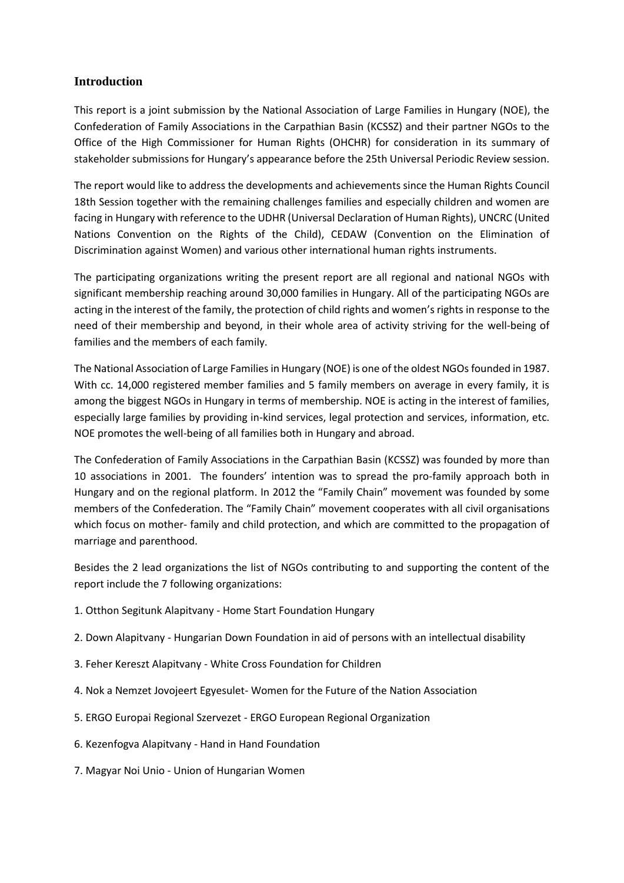## Introduction

This report is a joint submission by the National Association of Large Families in Hungary (NOE), the Confederation of Family Associations in the Carpathian Basin (KCSSZ) and their partner NGOs to the Office of the High Commissioner for Human Rights (OHCHR) for consideration in its summary of stakeholder submissions for Hungary's appearance before the 25th Universal Periodic Review session.

The report would like to address the developments and achievements since the Human Rights Council 18th Session together with the remaining challenges families and especially children and women are facing in Hungary with reference to the UDHR (Universal Declaration of Human Rights), UNCRC (United Nations Convention on the Rights of the Child), CEDAW (Convention on the Elimination of Discrimination against Women) and various other international human rights instruments.

The participating organizations writing the present report are all regional and national NGOs with significant membership reaching around 30,000 families in Hungary. All of the participating NGOs are acting in the interest of the family, the protection of child rights and women's rights in response to the need of their membership and beyond, in their whole area of activity striving for the well-being of families and the members of each family.

The National Association of Large Families in Hungary (NOE) is one of the oldest NGOs founded in 1987. With cc. 14,000 registered member families and 5 family members on average in every family, it is among the biggest NGOs in Hungary in terms of membership. NOE is acting in the interest of families, especially large families by providing in-kind services, legal protection and services, information, etc. NOE promotes the well-being of all families both in Hungary and abroad.

The Confederation of Family Associations in the Carpathian Basin (KCSSZ) was founded by more than 10 associations in 2001. The founders' intention was to spread the pro-family approach both in Hungary and on the regional platform. In 2012 the "Family Chain" movement was founded by some members of the Confederation. The "Family Chain" movement cooperates with all civil organisations which focus on mother- family and child protection, and which are committed to the propagation of marriage and parenthood.

Besides the 2 lead organizations the list of NGOs contributing to and supporting the content of the report include the 7 following organizations:

1. Otthon Segitunk Alapitvany - Home Start Foundation Hungary
2. Down Alapitvany - Hungarian Down Foundation in aid of persons with an intellectual disability
3. Feher Kereszt Alapitvany - White Cross Foundation for Children
4. Nok a Nemzet Jovojeert Egyesulet- Women for the Future of the Nation Association
5. ERGO Europai Regional Szervezet - ERGO European Regional Organization
6. Kezenfogva Alapitvany - Hand in Hand Foundation
7. Magyar Noi Unio - Union of Hungarian Women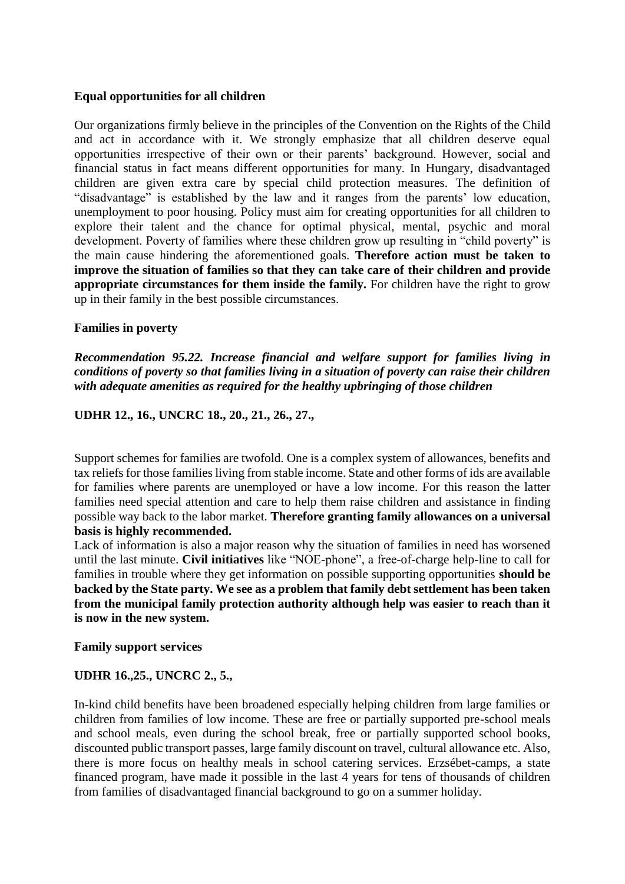**Equal opportunities for all children**

Our organizations firmly believe in the principles of the Convention on the Rights of the Child and act in accordance with it. We strongly emphasize that all children deserve equal opportunities irrespective of their own or their parents' background. However, social and financial status in fact means different opportunities for many. In Hungary, disadvantaged children are given extra care by special child protection measures. The definition of "disadvantage" is established by the law and it ranges from the parents' low education, unemployment to poor housing. Policy must aim for creating opportunities for all children to explore their talent and the chance for optimal physical, mental, psychic and moral development. Poverty of families where these children grow up resulting in "child poverty" is the main cause hindering the aforementioned goals. **Therefore action must be taken to improve the situation of families so that they can take care of their children and provide appropriate circumstances for them inside the family.** For children have the right to grow up in their family in the best possible circumstances.

**Families in poverty**

***Recommendation 95.22. Increase financial and welfare support for families living in conditions of poverty so that families living in a situation of poverty can raise their children with adequate amenities as required for the healthy upbringing of those children***

**UDHR 12., 16., UNCRC 18., 20., 21., 26., 27.,**

Support schemes for families are twofold. One is a complex system of allowances, benefits and tax reliefs for those families living from stable income. State and other forms of ids are available for families where parents are unemployed or have a low income. For this reason the latter families need special attention and care to help them raise children and assistance in finding possible way back to the labor market. **Therefore granting family allowances on a universal basis is highly recommended.**

Lack of information is also a major reason why the situation of families in need has worsened until the last minute. **Civil initiatives** like "NOE-phone", a free-of-charge help-line to call for families in trouble where they get information on possible supporting opportunities **should be backed by the State party. We see as a problem that family debt settlement has been taken from the municipal family protection authority although help was easier to reach than it is now in the new system.**

**Family support services**

**UDHR 16.,25., UNCRC 2., 5.,**

In-kind child benefits have been broadened especially helping children from large families or children from families of low income. These are free or partially supported pre-school meals and school meals, even during the school break, free or partially supported school books, discounted public transport passes, large family discount on travel, cultural allowance etc. Also, there is more focus on healthy meals in school catering services. Erzsébet-camps, a state financed program, have made it possible in the last 4 years for tens of thousands of children from families of disadvantaged financial background to go on a summer holiday.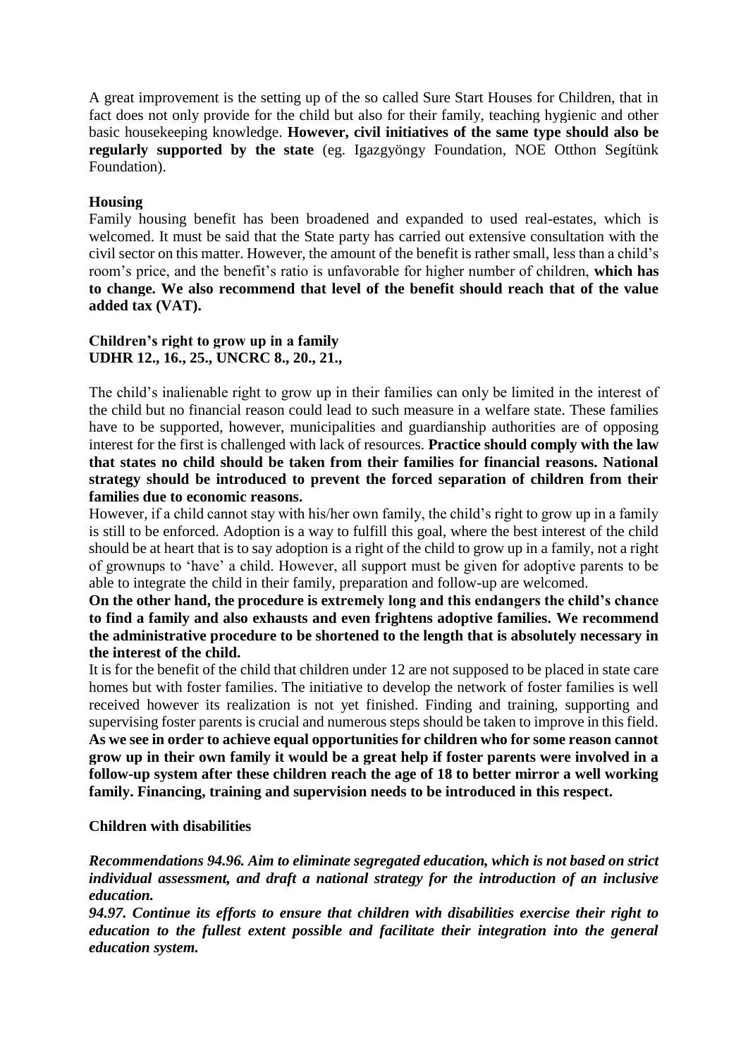A great improvement is the setting up of the so called Sure Start Houses for Children, that in fact does not only provide for the child but also for their family, teaching hygienic and other basic housekeeping knowledge. **However, civil initiatives of the same type should also be regularly supported by the state** (eg. Igazgyöngy Foundation, NOE Otthon Segítünk Foundation).

**Housing**

Family housing benefit has been broadened and expanded to used real-estates, which is welcomed. It must be said that the State party has carried out extensive consultation with the civil sector on this matter. However, the amount of the benefit is rather small, less than a child's room's price, and the benefit's ratio is unfavorable for higher number of children, **which has to change. We also recommend that level of the benefit should reach that of the value added tax (VAT).**

**Children's right to grow up in a family**
**UDHR 12., 16., 25., UNCRC 8., 20., 21.,**

The child's inalienable right to grow up in their families can only be limited in the interest of the child but no financial reason could lead to such measure in a welfare state. These families have to be supported, however, municipalities and guardianship authorities are of opposing interest for the first is challenged with lack of resources. **Practice should comply with the law that states no child should be taken from their families for financial reasons. National strategy should be introduced to prevent the forced separation of children from their families due to economic reasons.**

However, if a child cannot stay with his/her own family, the child's right to grow up in a family is still to be enforced. Adoption is a way to fulfill this goal, where the best interest of the child should be at heart that is to say adoption is a right of the child to grow up in a family, not a right of grownups to 'have' a child. However, all support must be given for adoptive parents to be able to integrate the child in their family, preparation and follow-up are welcomed.

**On the other hand, the procedure is extremely long and this endangers the child's chance to find a family and also exhausts and even frightens adoptive families. We recommend the administrative procedure to be shortened to the length that is absolutely necessary in the interest of the child.**

It is for the benefit of the child that children under 12 are not supposed to be placed in state care homes but with foster families. The initiative to develop the network of foster families is well received however its realization is not yet finished. Finding and training, supporting and supervising foster parents is crucial and numerous steps should be taken to improve in this field. **As we see in order to achieve equal opportunities for children who for some reason cannot grow up in their own family it would be a great help if foster parents were involved in a follow-up system after these children reach the age of 18 to better mirror a well working family. Financing, training and supervision needs to be introduced in this respect.**

**Children with disabilities**

***Recommendations 94.96. Aim to eliminate segregated education, which is not based on strict individual assessment, and draft a national strategy for the introduction of an inclusive education.***

***94.97. Continue its efforts to ensure that children with disabilities exercise their right to education to the fullest extent possible and facilitate their integration into the general education system.***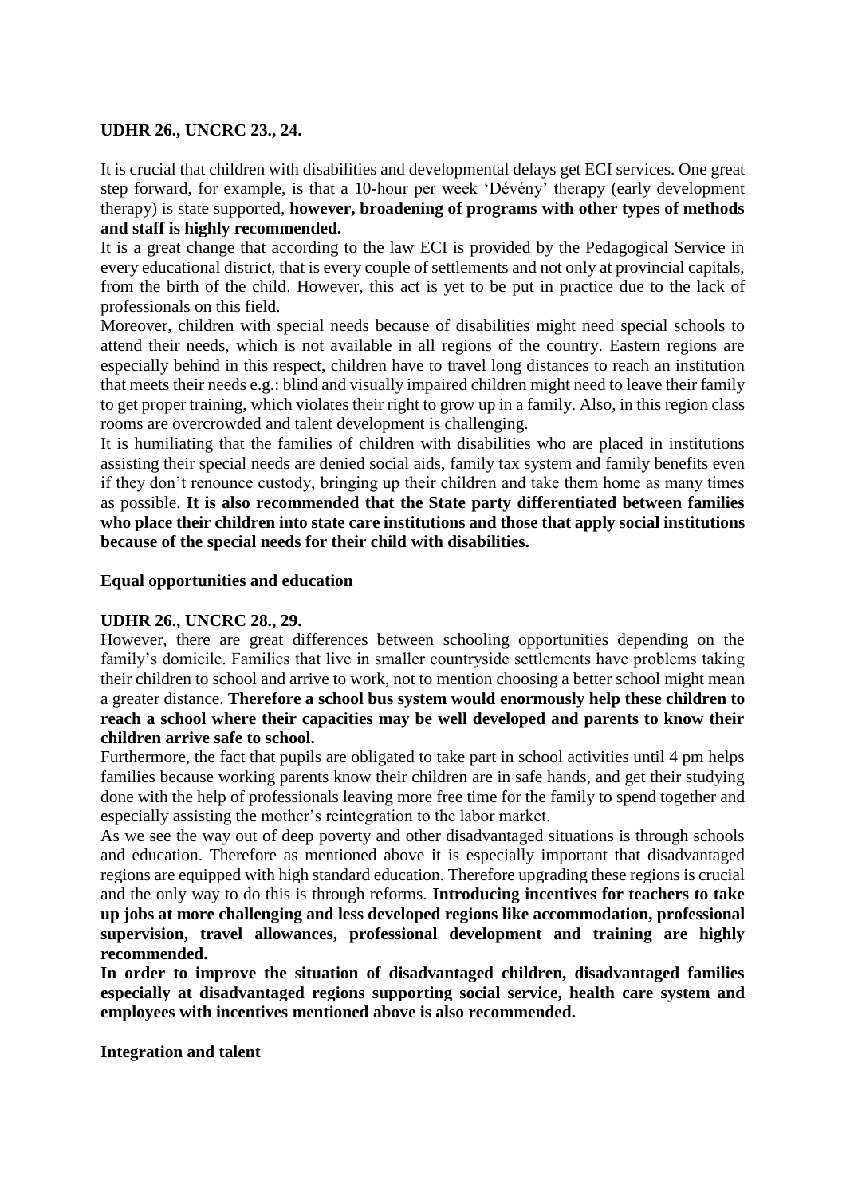**UDHR 26., UNCRC 23., 24.**

It is crucial that children with disabilities and developmental delays get ECI services. One great step forward, for example, is that a 10-hour per week 'Dévény' therapy (early development therapy) is state supported, **however, broadening of programs with other types of methods and staff is highly recommended.**

It is a great change that according to the law ECI is provided by the Pedagogical Service in every educational district, that is every couple of settlements and not only at provincial capitals, from the birth of the child. However, this act is yet to be put in practice due to the lack of professionals on this field.

Moreover, children with special needs because of disabilities might need special schools to attend their needs, which is not available in all regions of the country. Eastern regions are especially behind in this respect, children have to travel long distances to reach an institution that meets their needs e.g.: blind and visually impaired children might need to leave their family to get proper training, which violates their right to grow up in a family. Also, in this region class rooms are overcrowded and talent development is challenging.

It is humiliating that the families of children with disabilities who are placed in institutions assisting their special needs are denied social aids, family tax system and family benefits even if they don't renounce custody, bringing up their children and take them home as many times as possible. **It is also recommended that the State party differentiated between families who place their children into state care institutions and those that apply social institutions because of the special needs for their child with disabilities.**

**Equal opportunities and education**

**UDHR 26., UNCRC 28., 29.**

However, there are great differences between schooling opportunities depending on the family's domicile. Families that live in smaller countryside settlements have problems taking their children to school and arrive to work, not to mention choosing a better school might mean a greater distance. **Therefore a school bus system would enormously help these children to reach a school where their capacities may be well developed and parents to know their children arrive safe to school.**

Furthermore, the fact that pupils are obligated to take part in school activities until 4 pm helps families because working parents know their children are in safe hands, and get their studying done with the help of professionals leaving more free time for the family to spend together and especially assisting the mother's reintegration to the labor market.

As we see the way out of deep poverty and other disadvantaged situations is through schools and education. Therefore as mentioned above it is especially important that disadvantaged regions are equipped with high standard education. Therefore upgrading these regions is crucial and the only way to do this is through reforms. **Introducing incentives for teachers to take up jobs at more challenging and less developed regions like accommodation, professional supervision, travel allowances, professional development and training are highly recommended.**

**In order to improve the situation of disadvantaged children, disadvantaged families especially at disadvantaged regions supporting social service, health care system and employees with incentives mentioned above is also recommended.**

**Integration and talent**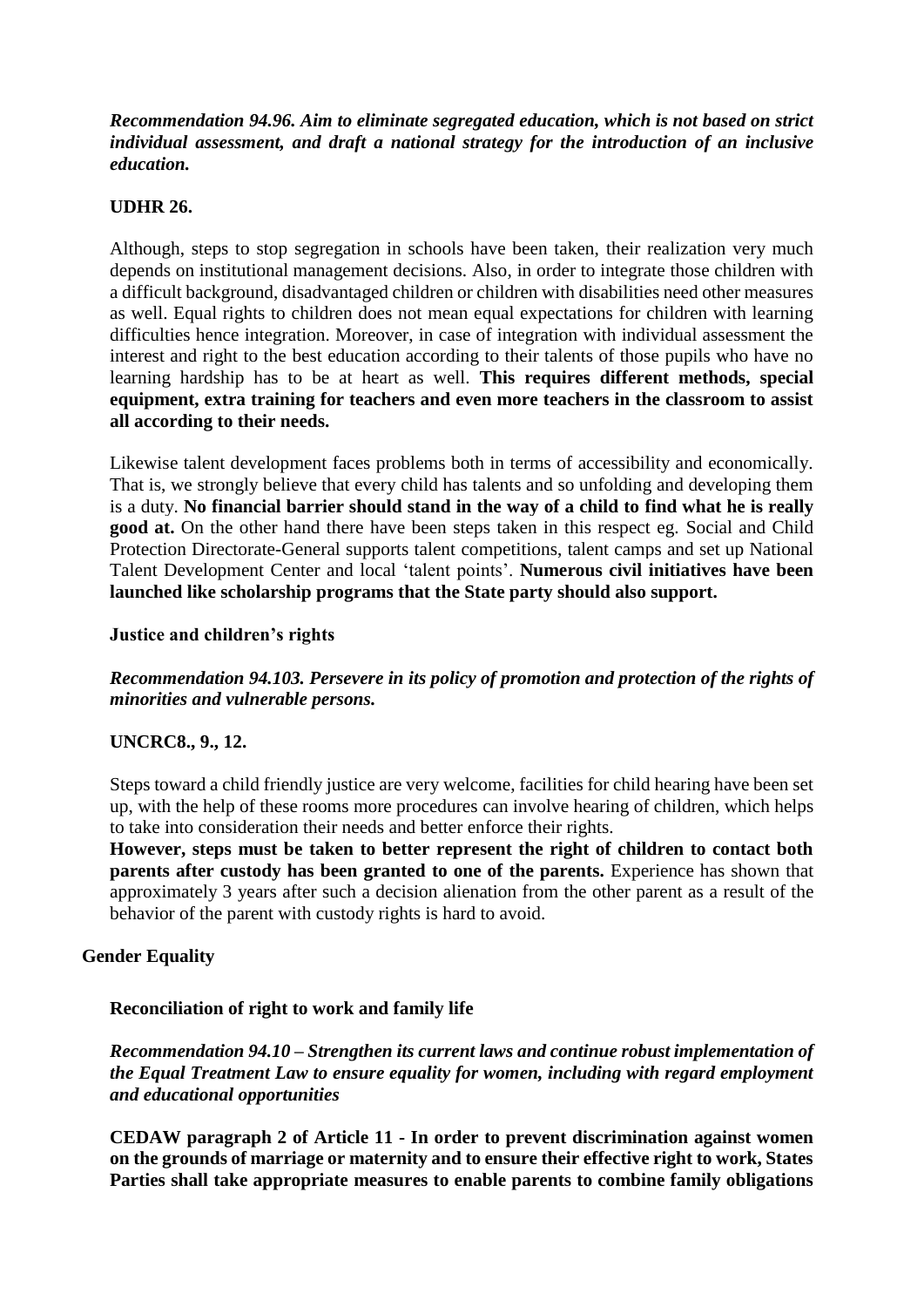***Recommendation 94.96. Aim to eliminate segregated education, which is not based on strict individual assessment, and draft a national strategy for the introduction of an inclusive education.***

**UDHR 26.**

Although, steps to stop segregation in schools have been taken, their realization very much depends on institutional management decisions. Also, in order to integrate those children with a difficult background, disadvantaged children or children with disabilities need other measures as well. Equal rights to children does not mean equal expectations for children with learning difficulties hence integration. Moreover, in case of integration with individual assessment the interest and right to the best education according to their talents of those pupils who have no learning hardship has to be at heart as well. **This requires different methods, special equipment, extra training for teachers and even more teachers in the classroom to assist all according to their needs.**

Likewise talent development faces problems both in terms of accessibility and economically. That is, we strongly believe that every child has talents and so unfolding and developing them is a duty. **No financial barrier should stand in the way of a child to find what he is really good at.** On the other hand there have been steps taken in this respect eg. Social and Child Protection Directorate-General supports talent competitions, talent camps and set up National Talent Development Center and local 'talent points'. **Numerous civil initiatives have been launched like scholarship programs that the State party should also support.**

**Justice and children's rights**

***Recommendation 94.103. Persevere in its policy of promotion and protection of the rights of minorities and vulnerable persons.***

**UNCRC8., 9., 12.**

Steps toward a child friendly justice are very welcome, facilities for child hearing have been set up, with the help of these rooms more procedures can involve hearing of children, which helps to take into consideration their needs and better enforce their rights.

**However, steps must be taken to better represent the right of children to contact both parents after custody has been granted to one of the parents.** Experience has shown that approximately 3 years after such a decision alienation from the other parent as a result of the behavior of the parent with custody rights is hard to avoid.

## Gender Equality

**Reconciliation of right to work and family life**

***Recommendation 94.10 – Strengthen its current laws and continue robust implementation of the Equal Treatment Law to ensure equality for women, including with regard employment and educational opportunities***

**CEDAW paragraph 2 of Article 11 - In order to prevent discrimination against women on the grounds of marriage or maternity and to ensure their effective right to work, States Parties shall take appropriate measures to enable parents to combine family obligations**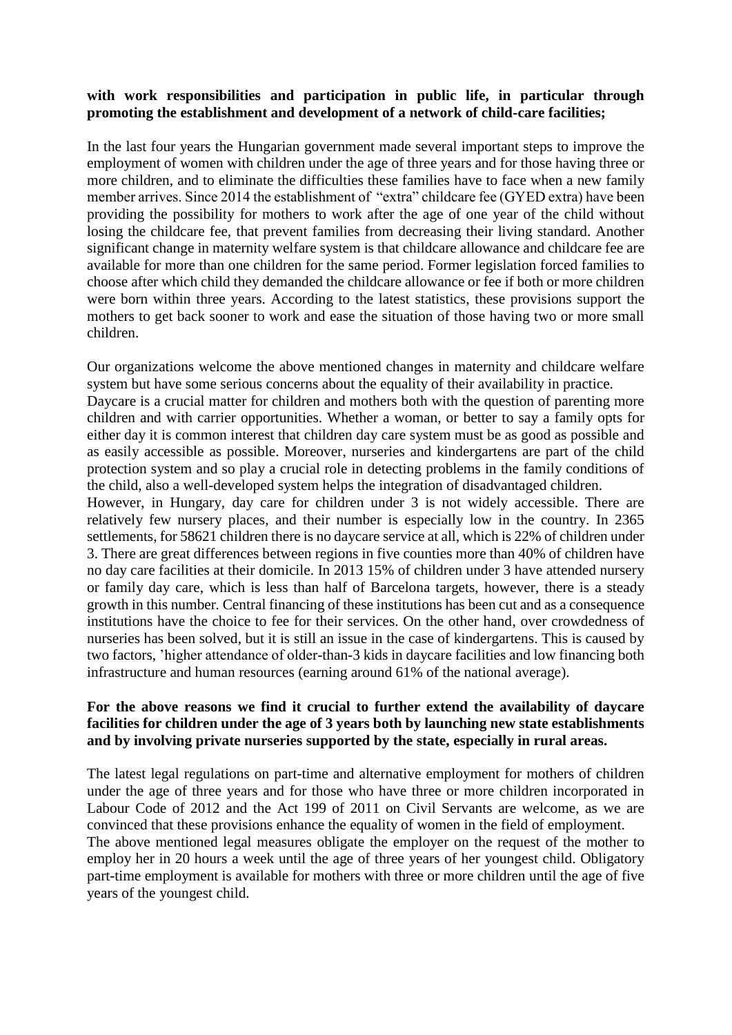**with work responsibilities and participation in public life, in particular through promoting the establishment and development of a network of child-care facilities;**

In the last four years the Hungarian government made several important steps to improve the employment of women with children under the age of three years and for those having three or more children, and to eliminate the difficulties these families have to face when a new family member arrives. Since 2014 the establishment of "extra" childcare fee (GYED extra) have been providing the possibility for mothers to work after the age of one year of the child without losing the childcare fee, that prevent families from decreasing their living standard. Another significant change in maternity welfare system is that childcare allowance and childcare fee are available for more than one children for the same period. Former legislation forced families to choose after which child they demanded the childcare allowance or fee if both or more children were born within three years. According to the latest statistics, these provisions support the mothers to get back sooner to work and ease the situation of those having two or more small children.

Our organizations welcome the above mentioned changes in maternity and childcare welfare system but have some serious concerns about the equality of their availability in practice.

Daycare is a crucial matter for children and mothers both with the question of parenting more children and with carrier opportunities. Whether a woman, or better to say a family opts for either day it is common interest that children day care system must be as good as possible and as easily accessible as possible. Moreover, nurseries and kindergartens are part of the child protection system and so play a crucial role in detecting problems in the family conditions of the child, also a well-developed system helps the integration of disadvantaged children.

However, in Hungary, day care for children under 3 is not widely accessible. There are relatively few nursery places, and their number is especially low in the country. In 2365 settlements, for 58621 children there is no daycare service at all, which is 22% of children under 3. There are great differences between regions in five counties more than 40% of children have no day care facilities at their domicile. In 2013 15% of children under 3 have attended nursery or family day care, which is less than half of Barcelona targets, however, there is a steady growth in this number. Central financing of these institutions has been cut and as a consequence institutions have the choice to fee for their services. On the other hand, over crowdedness of nurseries has been solved, but it is still an issue in the case of kindergartens. This is caused by two factors, 'higher attendance of older-than-3 kids in daycare facilities and low financing both infrastructure and human resources (earning around 61% of the national average).

**For the above reasons we find it crucial to further extend the availability of daycare facilities for children under the age of 3 years both by launching new state establishments and by involving private nurseries supported by the state, especially in rural areas.**

The latest legal regulations on part-time and alternative employment for mothers of children under the age of three years and for those who have three or more children incorporated in Labour Code of 2012 and the Act 199 of 2011 on Civil Servants are welcome, as we are convinced that these provisions enhance the equality of women in the field of employment.

The above mentioned legal measures obligate the employer on the request of the mother to employ her in 20 hours a week until the age of three years of her youngest child. Obligatory part-time employment is available for mothers with three or more children until the age of five years of the youngest child.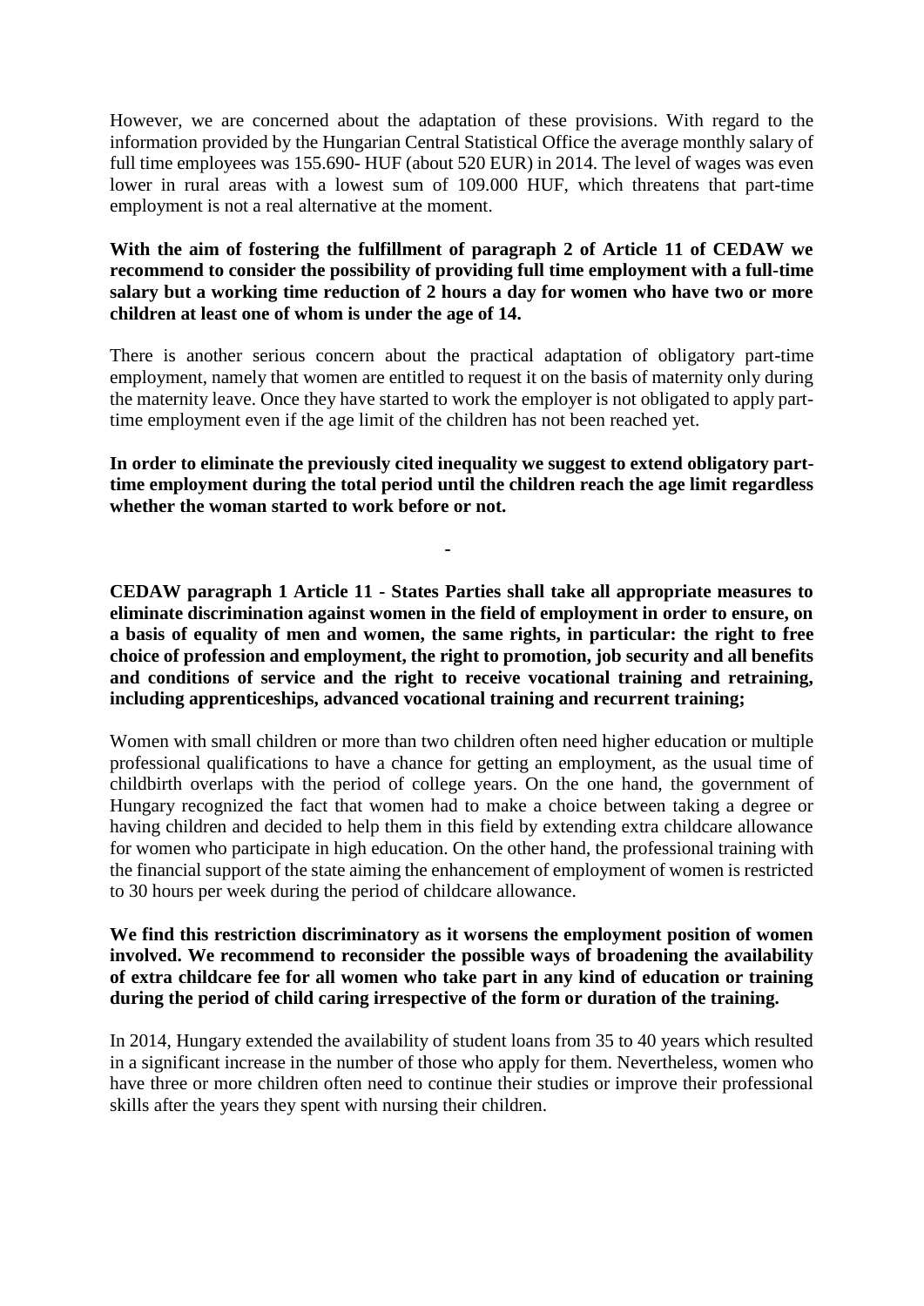However, we are concerned about the adaptation of these provisions. With regard to the information provided by the Hungarian Central Statistical Office the average monthly salary of full time employees was 155.690- HUF (about 520 EUR) in 2014. The level of wages was even lower in rural areas with a lowest sum of 109.000 HUF, which threatens that part-time employment is not a real alternative at the moment.

**With the aim of fostering the fulfillment of paragraph 2 of Article 11 of CEDAW we recommend to consider the possibility of providing full time employment with a full-time salary but a working time reduction of 2 hours a day for women who have two or more children at least one of whom is under the age of 14.**

There is another serious concern about the practical adaptation of obligatory part-time employment, namely that women are entitled to request it on the basis of maternity only during the maternity leave. Once they have started to work the employer is not obligated to apply part-time employment even if the age limit of the children has not been reached yet.

**In order to eliminate the previously cited inequality we suggest to extend obligatory part-time employment during the total period until the children reach the age limit regardless whether the woman started to work before or not.**

-

**CEDAW paragraph 1 Article 11 - States Parties shall take all appropriate measures to eliminate discrimination against women in the field of employment in order to ensure, on a basis of equality of men and women, the same rights, in particular: the right to free choice of profession and employment, the right to promotion, job security and all benefits and conditions of service and the right to receive vocational training and retraining, including apprenticeships, advanced vocational training and recurrent training;**

Women with small children or more than two children often need higher education or multiple professional qualifications to have a chance for getting an employment, as the usual time of childbirth overlaps with the period of college years. On the one hand, the government of Hungary recognized the fact that women had to make a choice between taking a degree or having children and decided to help them in this field by extending extra childcare allowance for women who participate in high education. On the other hand, the professional training with the financial support of the state aiming the enhancement of employment of women is restricted to 30 hours per week during the period of childcare allowance.

**We find this restriction discriminatory as it worsens the employment position of women involved. We recommend to reconsider the possible ways of broadening the availability of extra childcare fee for all women who take part in any kind of education or training during the period of child caring irrespective of the form or duration of the training.**

In 2014, Hungary extended the availability of student loans from 35 to 40 years which resulted in a significant increase in the number of those who apply for them. Nevertheless, women who have three or more children often need to continue their studies or improve their professional skills after the years they spent with nursing their children.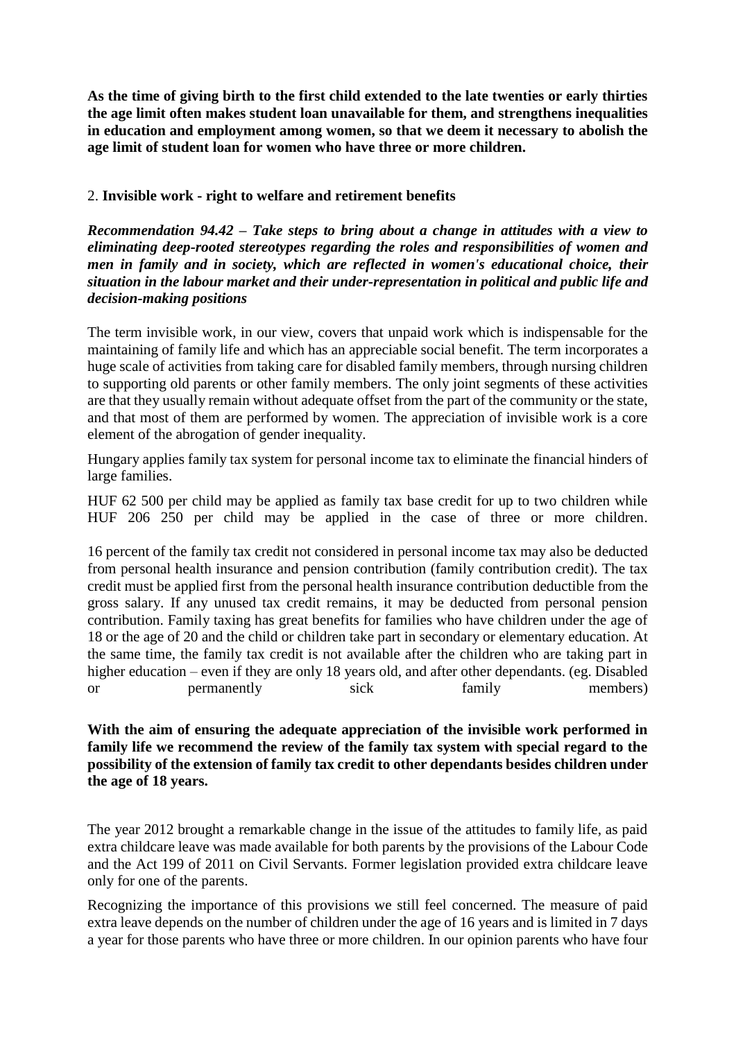**As the time of giving birth to the first child extended to the late twenties or early thirties the age limit often makes student loan unavailable for them, and strengthens inequalities in education and employment among women, so that we deem it necessary to abolish the age limit of student loan for women who have three or more children.**

2. **Invisible work - right to welfare and retirement benefits**

***Recommendation 94.42 – Take steps to bring about a change in attitudes with a view to eliminating deep-rooted stereotypes regarding the roles and responsibilities of women and men in family and in society, which are reflected in women's educational choice, their situation in the labour market and their under-representation in political and public life and decision-making positions***

The term invisible work, in our view, covers that unpaid work which is indispensable for the maintaining of family life and which has an appreciable social benefit. The term incorporates a huge scale of activities from taking care for disabled family members, through nursing children to supporting old parents or other family members. The only joint segments of these activities are that they usually remain without adequate offset from the part of the community or the state, and that most of them are performed by women. The appreciation of invisible work is a core element of the abrogation of gender inequality.

Hungary applies family tax system for personal income tax to eliminate the financial hinders of large families.

HUF 62 500 per child may be applied as family tax base credit for up to two children while HUF 206 250 per child may be applied in the case of three or more children.

16 percent of the family tax credit not considered in personal income tax may also be deducted from personal health insurance and pension contribution (family contribution credit). The tax credit must be applied first from the personal health insurance contribution deductible from the gross salary. If any unused tax credit remains, it may be deducted from personal pension contribution. Family taxing has great benefits for families who have children under the age of 18 or the age of 20 and the child or children take part in secondary or elementary education. At the same time, the family tax credit is not available after the children who are taking part in higher education – even if they are only 18 years old, and after other dependants. (eg. Disabled or permanently sick family members)

**With the aim of ensuring the adequate appreciation of the invisible work performed in family life we recommend the review of the family tax system with special regard to the possibility of the extension of family tax credit to other dependants besides children under the age of 18 years.**

The year 2012 brought a remarkable change in the issue of the attitudes to family life, as paid extra childcare leave was made available for both parents by the provisions of the Labour Code and the Act 199 of 2011 on Civil Servants. Former legislation provided extra childcare leave only for one of the parents.

Recognizing the importance of this provisions we still feel concerned. The measure of paid extra leave depends on the number of children under the age of 16 years and is limited in 7 days a year for those parents who have three or more children. In our opinion parents who have four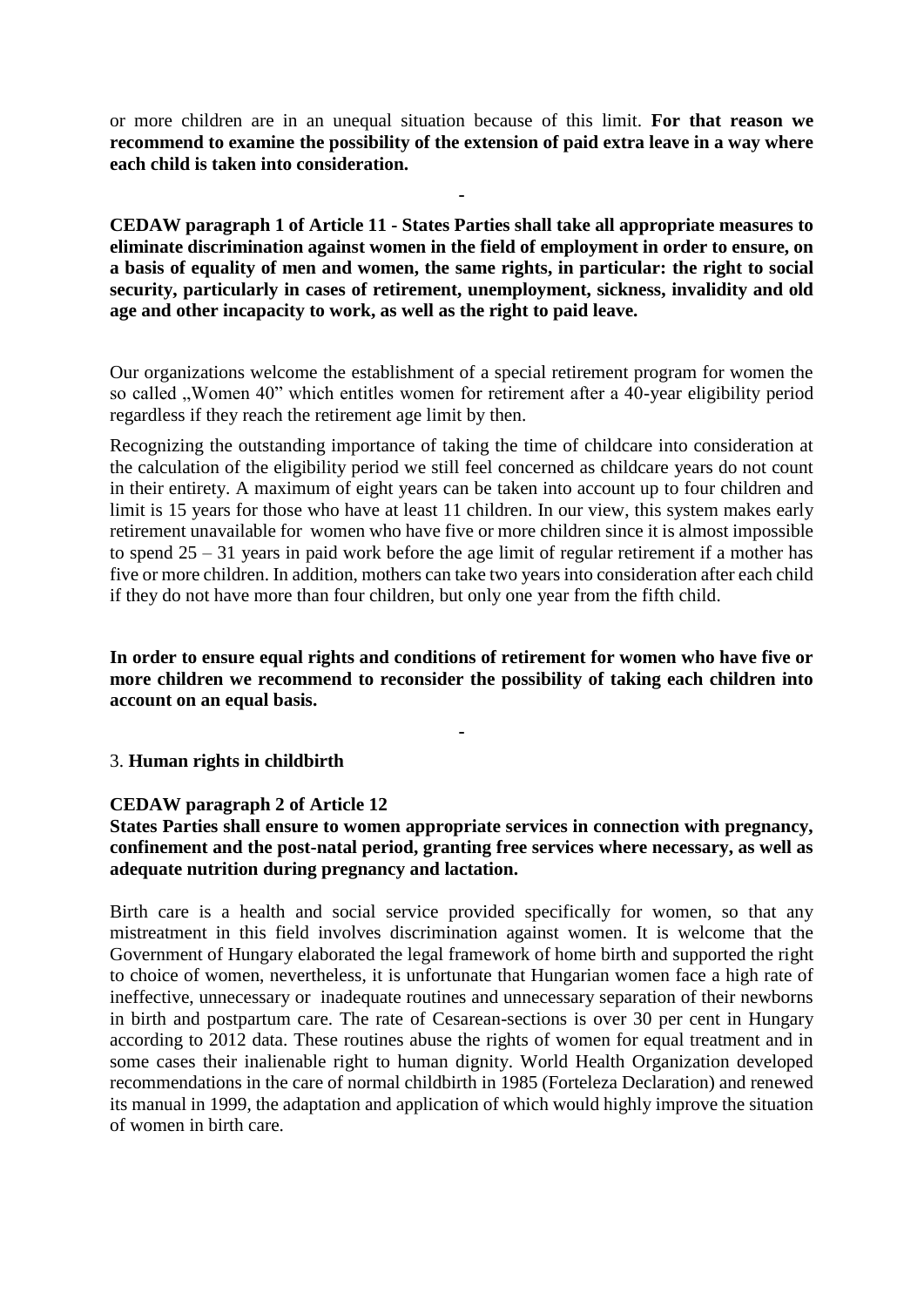or more children are in an unequal situation because of this limit. **For that reason we recommend to examine the possibility of the extension of paid extra leave in a way where each child is taken into consideration.**

-

**CEDAW paragraph 1 of Article 11 - States Parties shall take all appropriate measures to eliminate discrimination against women in the field of employment in order to ensure, on a basis of equality of men and women, the same rights, in particular: the right to social security, particularly in cases of retirement, unemployment, sickness, invalidity and old age and other incapacity to work, as well as the right to paid leave.**

Our organizations welcome the establishment of a special retirement program for women the so called „Women 40" which entitles women for retirement after a 40-year eligibility period regardless if they reach the retirement age limit by then.

Recognizing the outstanding importance of taking the time of childcare into consideration at the calculation of the eligibility period we still feel concerned as childcare years do not count in their entirety. A maximum of eight years can be taken into account up to four children and limit is 15 years for those who have at least 11 children. In our view, this system makes early retirement unavailable for women who have five or more children since it is almost impossible to spend 25 – 31 years in paid work before the age limit of regular retirement if a mother has five or more children. In addition, mothers can take two years into consideration after each child if they do not have more than four children, but only one year from the fifth child.

**In order to ensure equal rights and conditions of retirement for women who have five or more children we recommend to reconsider the possibility of taking each children into account on an equal basis.**

-

## 3. **Human rights in childbirth**

**CEDAW paragraph 2 of Article 12**

**States Parties shall ensure to women appropriate services in connection with pregnancy, confinement and the post-natal period, granting free services where necessary, as well as adequate nutrition during pregnancy and lactation.**

Birth care is a health and social service provided specifically for women, so that any mistreatment in this field involves discrimination against women. It is welcome that the Government of Hungary elaborated the legal framework of home birth and supported the right to choice of women, nevertheless, it is unfortunate that Hungarian women face a high rate of ineffective, unnecessary or inadequate routines and unnecessary separation of their newborns in birth and postpartum care. The rate of Cesarean-sections is over 30 per cent in Hungary according to 2012 data. These routines abuse the rights of women for equal treatment and in some cases their inalienable right to human dignity. World Health Organization developed recommendations in the care of normal childbirth in 1985 (Forteleza Declaration) and renewed its manual in 1999, the adaptation and application of which would highly improve the situation of women in birth care.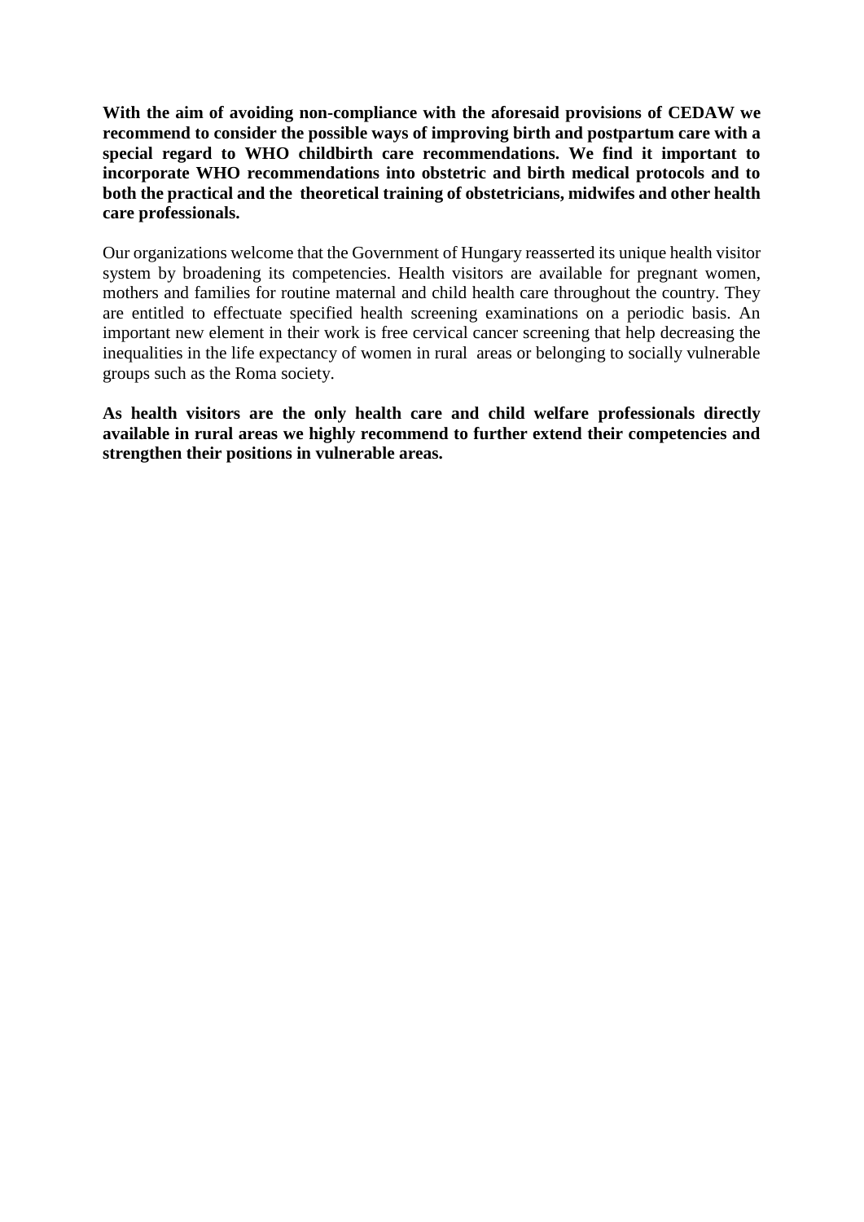**With the aim of avoiding non-compliance with the aforesaid provisions of CEDAW we recommend to consider the possible ways of improving birth and postpartum care with a special regard to WHO childbirth care recommendations. We find it important to incorporate WHO recommendations into obstetric and birth medical protocols and to both the practical and the theoretical training of obstetricians, midwifes and other health care professionals.**

Our organizations welcome that the Government of Hungary reasserted its unique health visitor system by broadening its competencies. Health visitors are available for pregnant women, mothers and families for routine maternal and child health care throughout the country. They are entitled to effectuate specified health screening examinations on a periodic basis. An important new element in their work is free cervical cancer screening that help decreasing the inequalities in the life expectancy of women in rural areas or belonging to socially vulnerable groups such as the Roma society.

**As health visitors are the only health care and child welfare professionals directly available in rural areas we highly recommend to further extend their competencies and strengthen their positions in vulnerable areas.**